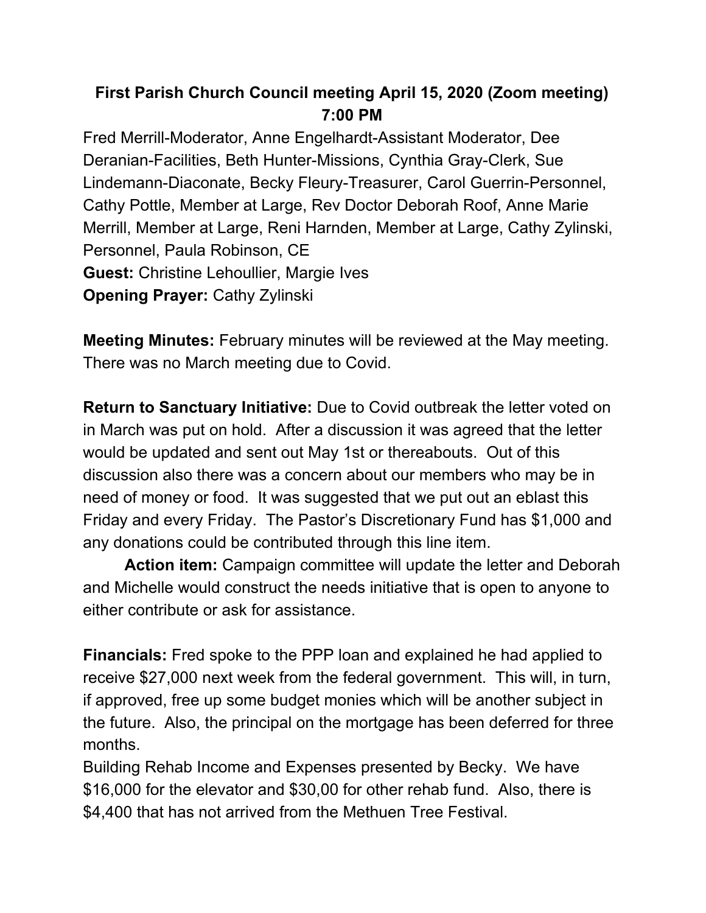# First Parish Church Council meeting April 15, 2020 (Zoom meeting) 7:00 PM

Fred Merrill-Moderator, Anne Engelhardt-Assistant Moderator, Dee Deranian-Facilities, Beth Hunter-Missions, Cynthia Gray-Clerk, Sue Lindemann-Diaconate, Becky Fleury-Treasurer, Carol Guerrin-Personnel, Cathy Pottle, Member at Large, Rev Doctor Deborah Roof, Anne Marie Merrill, Member at Large, Reni Harnden, Member at Large, Cathy Zylinski, Personnel, Paula Robinson, CE

**Guest:** Christine Lehoullier, Margie Ives

**Opening Prayer:** Cathy Zylinski

**Meeting Minutes:** February minutes will be reviewed at the May meeting. There was no March meeting due to Covid.

**Return to Sanctuary Initiative:** Due to Covid outbreak the letter voted on in March was put on hold. After a discussion it was agreed that the letter would be updated and sent out May 1st or thereabouts. Out of this discussion also there was a concern about our members who may be in need of money or food. It was suggested that we put out an eblast this Friday and every Friday. The Pastor's Discretionary Fund has $1,000 and any donations could be contributed through this line item.

**Action item:** Campaign committee will update the letter and Deborah and Michelle would construct the needs initiative that is open to anyone to either contribute or ask for assistance.

**Financials:** Fred spoke to the PPP loan and explained he had applied to receive $27,000 next week from the federal government. This will, in turn, if approved, free up some budget monies which will be another subject in the future. Also, the principal on the mortgage has been deferred for three months.

Building Rehab Income and Expenses presented by Becky. We have $16,000 for the elevator and $30,00 for other rehab fund. Also, there is $4,400 that has not arrived from the Methuen Tree Festival.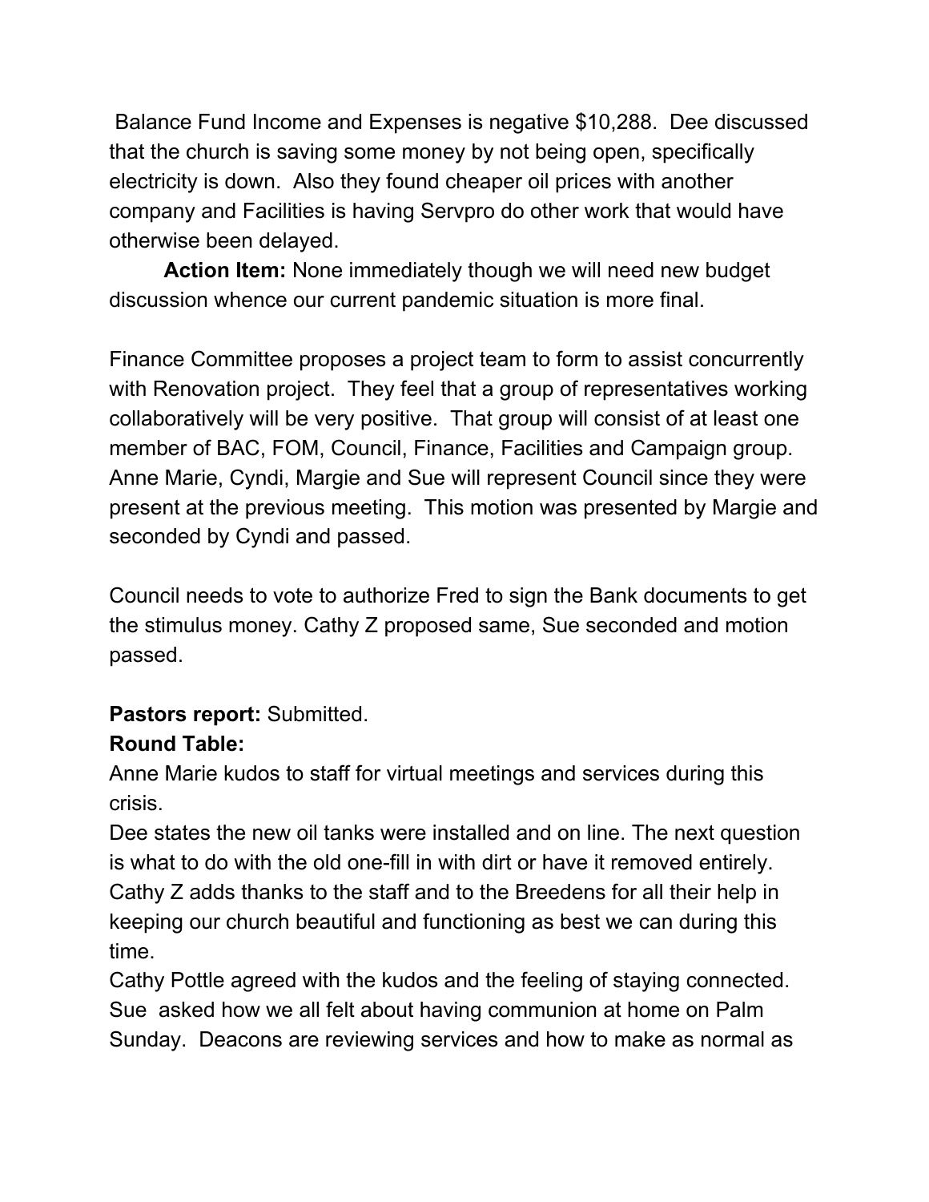Balance Fund Income and Expenses is negative $10,288. Dee discussed that the church is saving some money by not being open, specifically electricity is down. Also they found cheaper oil prices with another company and Facilities is having Servpro do other work that would have otherwise been delayed.

**Action Item:** None immediately though we will need new budget discussion whence our current pandemic situation is more final.

Finance Committee proposes a project team to form to assist concurrently with Renovation project. They feel that a group of representatives working collaboratively will be very positive. That group will consist of at least one member of BAC, FOM, Council, Finance, Facilities and Campaign group. Anne Marie, Cyndi, Margie and Sue will represent Council since they were present at the previous meeting. This motion was presented by Margie and seconded by Cyndi and passed.

Council needs to vote to authorize Fred to sign the Bank documents to get the stimulus money. Cathy Z proposed same, Sue seconded and motion passed.

**Pastors report:** Submitted.

**Round Table:**

Anne Marie kudos to staff for virtual meetings and services during this crisis.

Dee states the new oil tanks were installed and on line. The next question is what to do with the old one-fill in with dirt or have it removed entirely.

Cathy Z adds thanks to the staff and to the Breedens for all their help in keeping our church beautiful and functioning as best we can during this time.

Cathy Pottle agreed with the kudos and the feeling of staying connected.

Sue asked how we all felt about having communion at home on Palm Sunday. Deacons are reviewing services and how to make as normal as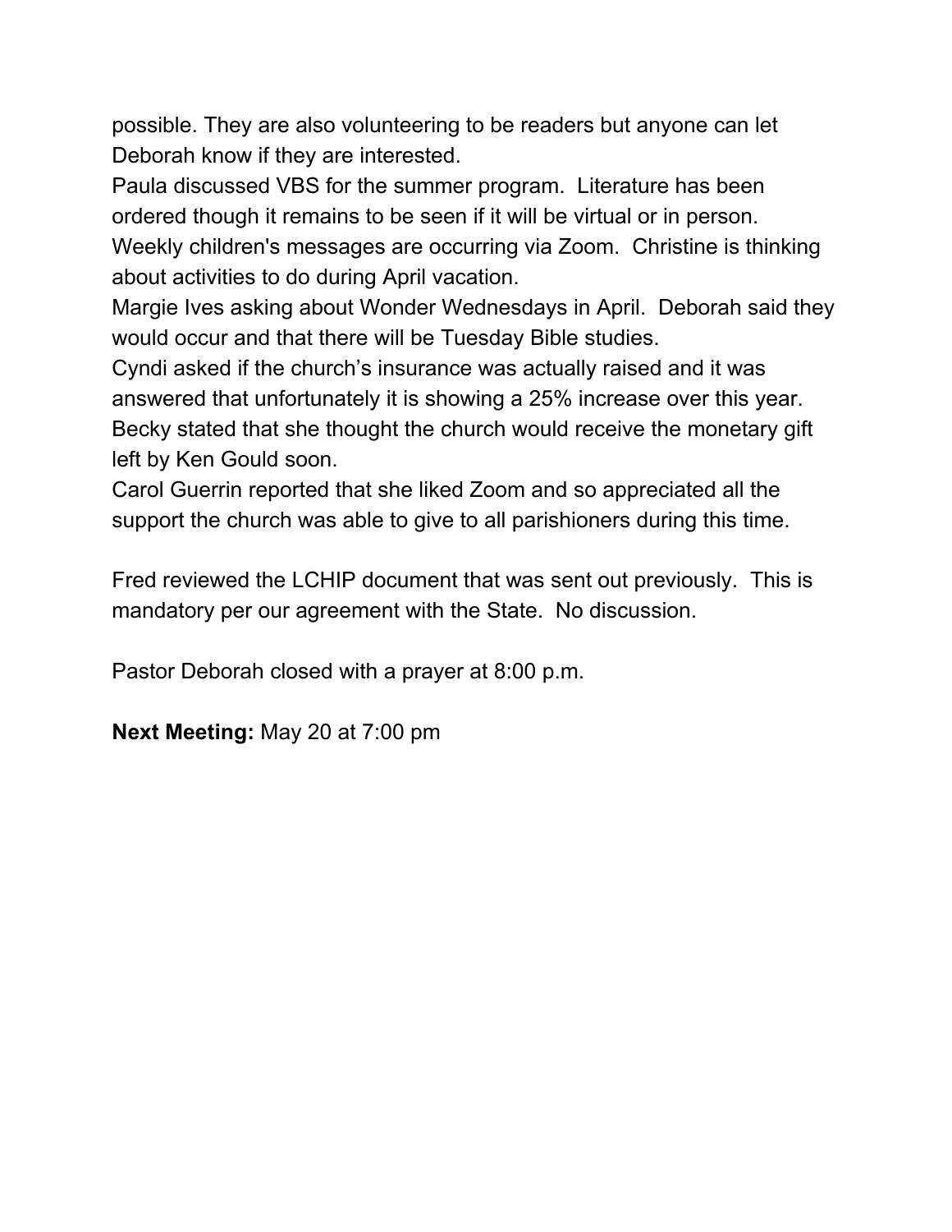possible. They are also volunteering to be readers but anyone can let Deborah know if they are interested.
Paula discussed VBS for the summer program. Literature has been ordered though it remains to be seen if it will be virtual or in person. Weekly children's messages are occurring via Zoom. Christine is thinking about activities to do during April vacation.
Margie Ives asking about Wonder Wednesdays in April. Deborah said they would occur and that there will be Tuesday Bible studies.
Cyndi asked if the church's insurance was actually raised and it was answered that unfortunately it is showing a 25% increase over this year.
Becky stated that she thought the church would receive the monetary gift left by Ken Gould soon.
Carol Guerrin reported that she liked Zoom and so appreciated all the support the church was able to give to all parishioners during this time.

Fred reviewed the LCHIP document that was sent out previously. This is mandatory per our agreement with the State. No discussion.

Pastor Deborah closed with a prayer at 8:00 p.m.

**Next Meeting:** May 20 at 7:00 pm